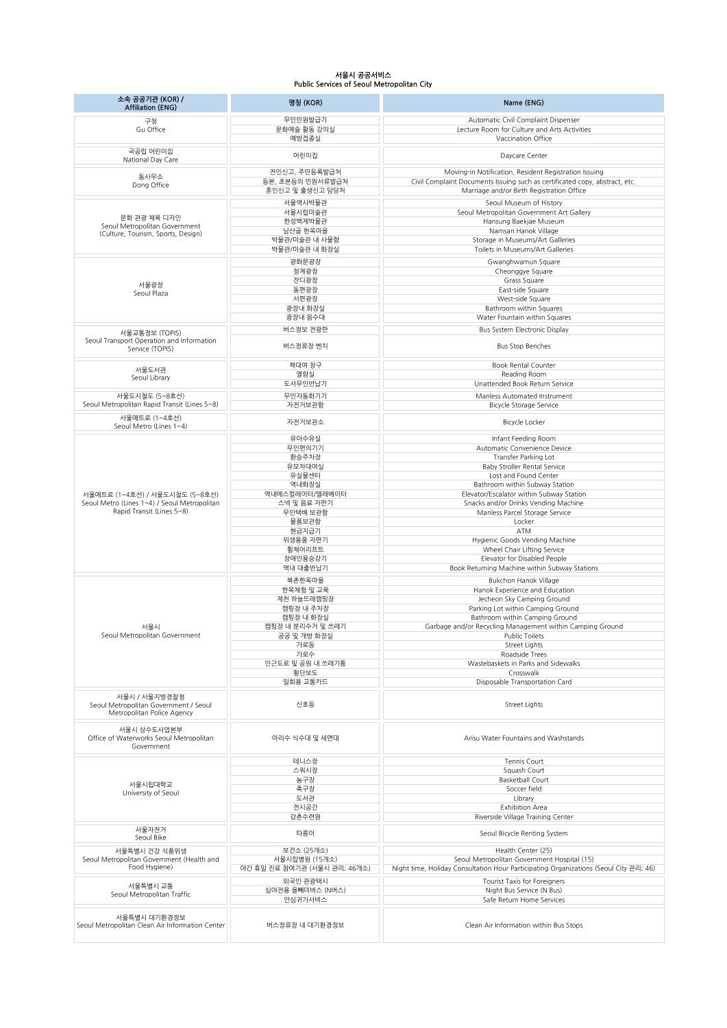# 서울시 공공서비스
## Public Services of Seoul Metropolitan City

| 소속 공공기관 (KOR) / Affiliation (ENG) | 명칭 (KOR) | Name (ENG) |
|---|---|---|
| 구청 Gu Office | 무인민원발급기 | Automatic Civil Complaint Dispenser |
| | 문화예술 활동 강의실 | Lecture Room for Culture and Arts Activities |
| | 예방접종실 | Vaccination Office |
| 국공립 어린이집 National Day Care | 어린이집 | Daycare Center |
| 동사무소 Dong Office | 전입신고, 주민등록발급처 | Moving-in Notification, Resident Registration Issuing |
| | 등본, 초본등의 민원서류발급처 | Civil Complaint Documents Issuing such as certificated copy, abstract, etc. |
| | 혼인신고 및 출생신고 담당처 | Marriage and/or Birth Registration Office |
| 문화 관광 체육 디자인 Seoul Metropolitan Government (Culture, Tourism, Sports, Design) | 서울역사박물관 | Seoul Museum of History |
| | 서울시립미술관 | Seoul Metropolitan Government Art Gallery |
| | 한성백제박물관 | Hansung Baekjae Museum |
| | 남산골 한옥마을 | Namsan Hanok Village |
| | 박물관/미술관 내 사물함 | Storage in Museums/Art Galleries |
| | 박물관/미술관 내 화장실 | Toilets in Museums/Art Galleries |
| 서울광장 Seoul Plaza | 광화문광장 | Gwanghwamun Square |
| | 청계광장 | Cheonggye Square |
| | 잔디광장 | Grass Square |
| | 동편광장 | East-side Square |
| | 서편광장 | West-side Square |
| | 광장내 화장실 | Bathroom within Squares |
| | 광장내 음수대 | Water Fountain within Squares |
| 서울교통정보 (TOPIS) Seoul Transport Operation and Information Service (TOPIS) | 버스정보 전광판 | Bus System Electronic Display |
| | 버스정류장 벤치 | Bus Stop Benches |
| 서울도서관 Seoul Library | 책대여 창구 | Book Rental Counter |
| | 열람실 | Reading Room |
| | 도서무인반납기 | Unattended Book Return Service |
| 서울도시철도 (5~8호선) Seoul Metropolitan Rapid Transit (Lines 5~8) | 무인자동화기기 | Manless Automated Instrument |
| | 자전거보관함 | Bicycle Storage Service |
| 서울메트로 (1~4호선) Seoul Metro (Lines 1~4) | 자전거보관소 | Bicycle Locker |
| 서울메트로 (1~4호선) / 서울도시철도 (5~8호선) Seoul Metro (Lines 1~4) / Seoul Metropolitan Rapid Transit (Lines 5~8) | 유아수유실 | Infant Feeding Room |
| | 무인편의기기 | Automatic Convenience Device |
| | 환승주차장 | Transfer Parking Lot |
| | 유모차대여실 | Baby Stroller Rental Service |
| | 유실물센터 | Lost and Found Center |
| | 역내화장실 | Bathroom within Subway Station |
| | 역내에스컬레이터/엘레베이터 | Elevator/Escalator within Subway Station |
| | 스낵 및 음료 자판기 | Snacks and/or Drinks Vending Machine |
| | 무인택배 보관함 | Manless Parcel Storage Service |
| | 물품보관함 | Locker |
| | 현금지급기 | ATM |
| | 위생용품 자판기 | Hygienic Goods Vending Machine |
| | 휠체어리프트 | Wheel Chair Lifting Service |
| | 장애인용승강기 | Elevator for Disabled People |
| | 역내 대출반납기 | Book Returning Machine within Subway Stations |
| 서울시 Seoul Metropolitan Government | 북촌한옥마을 | Bukchon Hanok Village |
| | 한옥체험 및 교육 | Hanok Experience and Education |
| | 제천 하늘뜨레캠핑장 | Jecheon Sky Camping Ground |
| | 캠핑장 내 주차장 | Parking Lot within Camping Ground |
| | 캠핑장 내 화장실 | Bathroom within Camping Ground |
| | 캠핑장 내 분리수거 및 쓰레기 | Garbage and/or Recycling Management within Camping Ground |
| | 공공 및 개방 화장실 | Public Toilets |
| | 가로등 | Street Lights |
| | 가로수 | Roadside Trees |
| | 인근도로 및 공원 내 쓰레기통 | Wastebaskets in Parks and Sidewalks |
| | 횡단보도 | Crosswalk |
| | 일회용 교통카드 | Disposable Transportation Card |
| 서울시 / 서울지방경찰청 Seoul Metropolitan Government / Seoul Metropolitan Police Agency | 신호등 | Street Lights |
| 서울시 상수도사업본부 Office of Waterworks Seoul Metropolitan Government | 아리수 식수대 및 세면대 | Arisu Water Fountains and Washstands |
| 서울시립대학교 University of Seoul | 테니스장 | Tennis Court |
| | 스쿼시장 | Squash Court |
| | 농구장 | Basketball Court |
| | 축구장 | Soccer field |
| | 도서관 | Library |
| | 전시공간 | Exhibition Area |
| | 강촌수련원 | Riverside Village Training Center |
| 서울자전거 Seoul Bike | 따릉이 | Seoul Bicycle Renting System |
| 서울특별시 건강 식품위생 Seoul Metropolitan Government (Health and Food Hygiene) | 보건소 (25개소) | Health Center (25) |
| | 서울시립병원 (15개소) | Seoul Metropolitan Government Hospital (15) |
| | 야간 휴일 진료 참여기관 (서울시 관리; 46개소) | Night time, Holiday Consultation Hour Participating Organizations (Seoul City 관리; 46) |
| 서울특별시 교통 Seoul Metropolitan Traffic | 외국인 관광택시 | Tourist Taxis for Foreigners |
| | 심야전용 올빼미버스 (N버스) | Night Bus Service (N Bus) |
| | 안심귀가서비스 | Safe Return Home Services |
| 서울특별시 대기환경정보 Seoul Metropolitan Clean Air Information Center | 버스정류장 내 대기환경정보 | Clean Air Information within Bus Stops |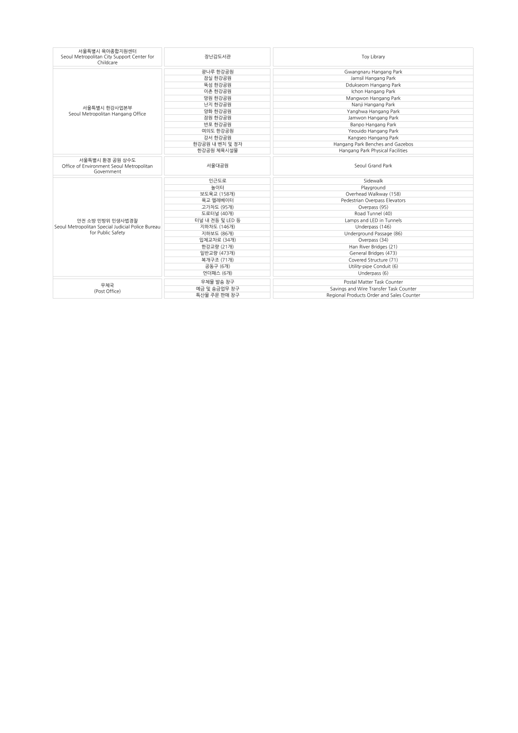| | | |
|---|---|---|
| 서울특별시 육아종합지원센터<br>Seoul Metropolitan City Support Center for Childcare | 장난감도서관 | Toy Library |
| 서울특별시 한강사업본부<br>Seoul Metropolitan Hangang Office | 광나루 한강공원 | Gwangnaru Hangang Park |
| | 잠실 한강공원 | Jamsil Hangang Park |
| | 뚝섬 한강공원 | Ddukseom Hangang Park |
| | 이촌 한강공원 | Ichon Hangang Park |
| | 망원 한강공원 | Mangwon Hangang Park |
| | 난지 한강공원 | Nanji Hangang Park |
| | 양화 한강공원 | Yanghwa Hangang Park |
| | 잠원 한강공원 | Jamwon Hangang Park |
| | 반포 한강공원 | Banpo Hangang Park |
| | 여의도 한강공원 | Yeouido Hangang Park |
| | 강서 한강공원 | Kangseo Hangang Park |
| | 한강공원 내 벤치 및 정자 | Hangang Park Benches and Gazebos |
| | 한강공원 체육시설물 | Hangang Park Physical Facilities |
| 서울특별시 환경 공원 상수도<br>Office of Environment Seoul Metropolitan Government | 서울대공원 | Seoul Grand Park |
| 안전 소방 민방위 민생사법경찰<br>Seoul Metropolitan Special Judicial Police Bureau for Public Safety | 인근도로 | Sidewalk |
| | 놀이터 | Playground |
| | 보도육교 (158개) | Overhead Walkway (158) |
| | 육교 엘레베이터 | Pedestrian Overpass Elevators |
| | 고가차도 (95개) | Overpass (95) |
| | 도로터널 (40개) | Road Tunnel (40) |
| | 터널 내 전등 및 LED 등 | Lamps and LED in Tunnels |
| | 지하차도 (146개) | Underpass (146) |
| | 지하보도 (86개) | Underground Passage (86) |
| | 입체교차로 (34개) | Overpass (34) |
| | 한강교량 (21개) | Han River Bridges (21) |
| | 일반교량 (473개) | General Bridges (473) |
| | 복개구조 (71개) | Covered Structure (71) |
| | 공동구 (6개) | Utility-pipe Conduit (6) |
| | 언더패스 (6개) | Underpass (6) |
| 우체국<br>(Post Office) | 우체물 발송 창구 | Postal Matter Task Counter |
| | 예금 및 송금업무 창구 | Savings and Wire Transfer Task Counter |
| | 특산물 주문 판매 창구 | Regional Products Order and Sales Counter |